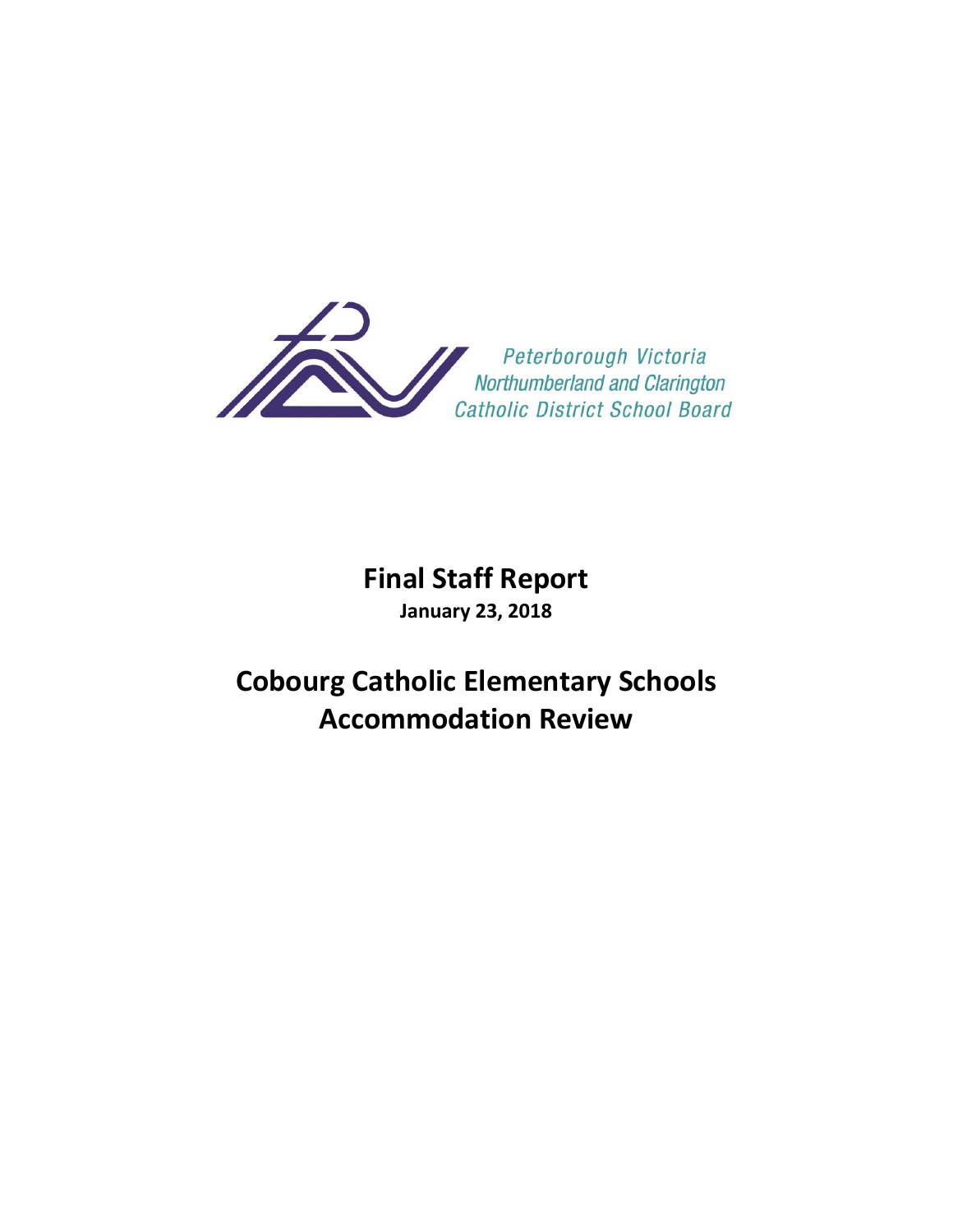Peterborough Victoria
Northumberland and Clarington
Catholic District School Board

# Final Staff Report

**January 23, 2018**

# Cobourg Catholic Elementary Schools Accommodation Review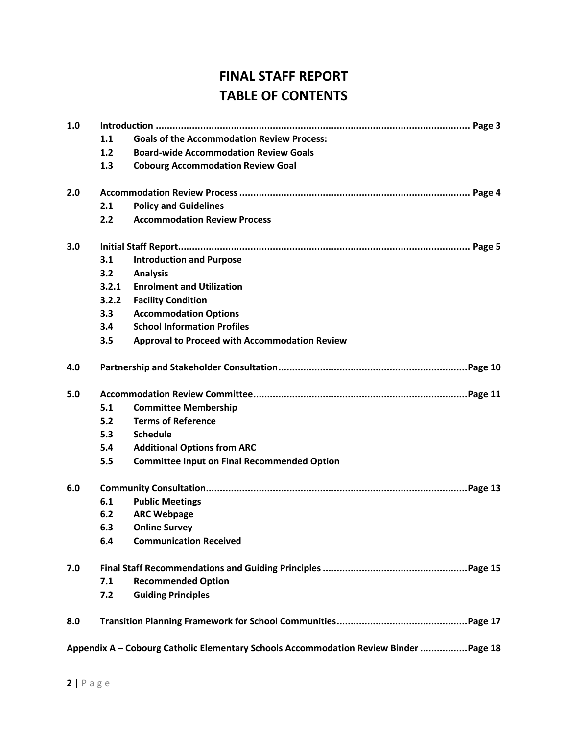# FINAL STAFF REPORT
# TABLE OF CONTENTS

**1.0 Introduction ........................................................................................................ Page 3**
- **1.1 Goals of the Accommodation Review Process:**
- **1.2 Board-wide Accommodation Review Goals**
- **1.3 Cobourg Accommodation Review Goal**

**2.0 Accommodation Review Process ........................................................................ Page 4**
- **2.1 Policy and Guidelines**
- **2.2 Accommodation Review Process**

**3.0 Initial Staff Report.............................................................................................. Page 5**
- **3.1 Introduction and Purpose**
- **3.2 Analysis**
- **3.2.1 Enrolment and Utilization**
- **3.2.2 Facility Condition**
- **3.3 Accommodation Options**
- **3.4 School Information Profiles**
- **3.5 Approval to Proceed with Accommodation Review**

**4.0 Partnership and Stakeholder Consultation.........................................................Page 10**

**5.0 Accommodation Review Committee.....................................................................Page 11**
- **5.1 Committee Membership**
- **5.2 Terms of Reference**
- **5.3 Schedule**
- **5.4 Additional Options from ARC**
- **5.5 Committee Input on Final Recommended Option**

**6.0 Community Consultation.....................................................................................Page 13**
- **6.1 Public Meetings**
- **6.2 ARC Webpage**
- **6.3 Online Survey**
- **6.4 Communication Received**

**7.0 Final Staff Recommendations and Guiding Principles .........................................Page 15**
- **7.1 Recommended Option**
- **7.2 Guiding Principles**

**8.0 Transition Planning Framework for School Communities.....................................Page 17**

**Appendix A – Cobourg Catholic Elementary Schools Accommodation Review Binder .................Page 18**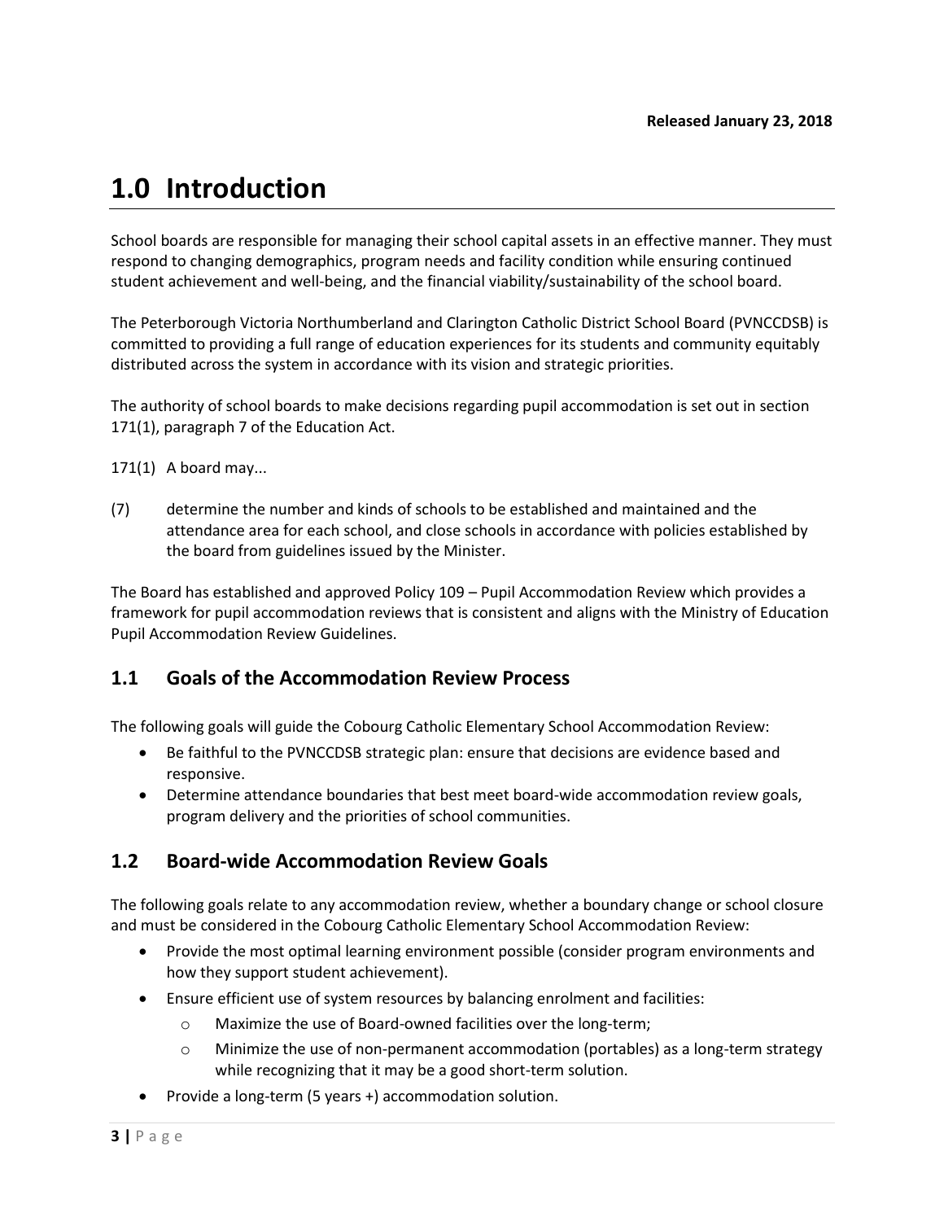**Released January 23, 2018**

# 1.0 Introduction

School boards are responsible for managing their school capital assets in an effective manner. They must respond to changing demographics, program needs and facility condition while ensuring continued student achievement and well-being, and the financial viability/sustainability of the school board.

The Peterborough Victoria Northumberland and Clarington Catholic District School Board (PVNCCDSB) is committed to providing a full range of education experiences for its students and community equitably distributed across the system in accordance with its vision and strategic priorities.

The authority of school boards to make decisions regarding pupil accommodation is set out in section 171(1), paragraph 7 of the Education Act.

171(1) A board may...

(7) determine the number and kinds of schools to be established and maintained and the attendance area for each school, and close schools in accordance with policies established by the board from guidelines issued by the Minister.

The Board has established and approved Policy 109 – Pupil Accommodation Review which provides a framework for pupil accommodation reviews that is consistent and aligns with the Ministry of Education Pupil Accommodation Review Guidelines.

## 1.1 Goals of the Accommodation Review Process

The following goals will guide the Cobourg Catholic Elementary School Accommodation Review:

- Be faithful to the PVNCCDSB strategic plan: ensure that decisions are evidence based and responsive.
- Determine attendance boundaries that best meet board-wide accommodation review goals, program delivery and the priorities of school communities.

## 1.2 Board-wide Accommodation Review Goals

The following goals relate to any accommodation review, whether a boundary change or school closure and must be considered in the Cobourg Catholic Elementary School Accommodation Review:

- Provide the most optimal learning environment possible (consider program environments and how they support student achievement).
- Ensure efficient use of system resources by balancing enrolment and facilities:
    - Maximize the use of Board-owned facilities over the long-term;
    - Minimize the use of non-permanent accommodation (portables) as a long-term strategy while recognizing that it may be a good short-term solution.
- Provide a long-term (5 years +) accommodation solution.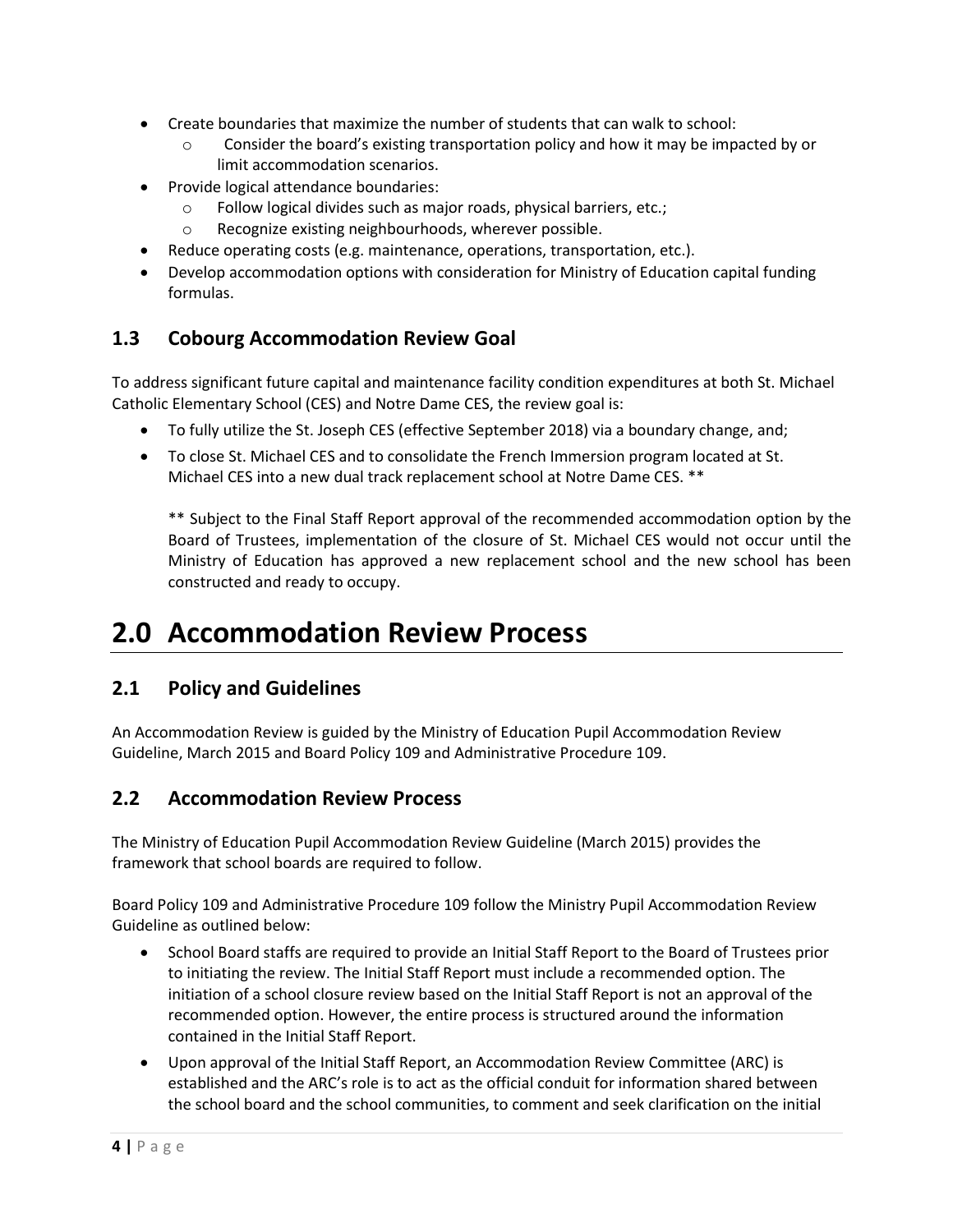- Create boundaries that maximize the number of students that can walk to school:
  - Consider the board's existing transportation policy and how it may be impacted by or limit accommodation scenarios.
- Provide logical attendance boundaries:
  - Follow logical divides such as major roads, physical barriers, etc.;
  - Recognize existing neighbourhoods, wherever possible.
- Reduce operating costs (e.g. maintenance, operations, transportation, etc.).
- Develop accommodation options with consideration for Ministry of Education capital funding formulas.

## 1.3 Cobourg Accommodation Review Goal

To address significant future capital and maintenance facility condition expenditures at both St. Michael Catholic Elementary School (CES) and Notre Dame CES, the review goal is:

- To fully utilize the St. Joseph CES (effective September 2018) via a boundary change, and;
- To close St. Michael CES and to consolidate the French Immersion program located at St. Michael CES into a new dual track replacement school at Notre Dame CES. **

  ** Subject to the Final Staff Report approval of the recommended accommodation option by the Board of Trustees, implementation of the closure of St. Michael CES would not occur until the Ministry of Education has approved a new replacement school and the new school has been constructed and ready to occupy.

# 2.0 Accommodation Review Process

## 2.1 Policy and Guidelines

An Accommodation Review is guided by the Ministry of Education Pupil Accommodation Review Guideline, March 2015 and Board Policy 109 and Administrative Procedure 109.

## 2.2 Accommodation Review Process

The Ministry of Education Pupil Accommodation Review Guideline (March 2015) provides the framework that school boards are required to follow.

Board Policy 109 and Administrative Procedure 109 follow the Ministry Pupil Accommodation Review Guideline as outlined below:

- School Board staffs are required to provide an Initial Staff Report to the Board of Trustees prior to initiating the review. The Initial Staff Report must include a recommended option. The initiation of a school closure review based on the Initial Staff Report is not an approval of the recommended option. However, the entire process is structured around the information contained in the Initial Staff Report.
- Upon approval of the Initial Staff Report, an Accommodation Review Committee (ARC) is established and the ARC's role is to act as the official conduit for information shared between the school board and the school communities, to comment and seek clarification on the initial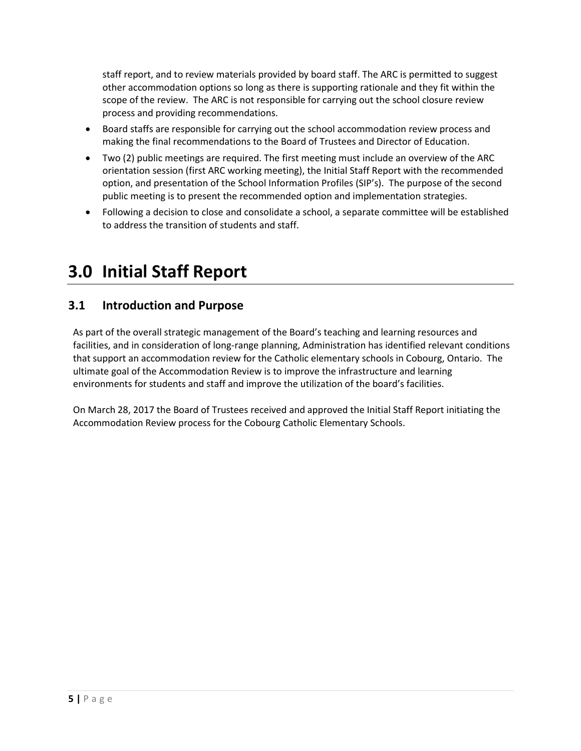staff report, and to review materials provided by board staff. The ARC is permitted to suggest other accommodation options so long as there is supporting rationale and they fit within the scope of the review. The ARC is not responsible for carrying out the school closure review process and providing recommendations.

- Board staffs are responsible for carrying out the school accommodation review process and making the final recommendations to the Board of Trustees and Director of Education.
- Two (2) public meetings are required. The first meeting must include an overview of the ARC orientation session (first ARC working meeting), the Initial Staff Report with the recommended option, and presentation of the School Information Profiles (SIP's). The purpose of the second public meeting is to present the recommended option and implementation strategies.
- Following a decision to close and consolidate a school, a separate committee will be established to address the transition of students and staff.

# 3.0 Initial Staff Report

## 3.1 Introduction and Purpose

As part of the overall strategic management of the Board's teaching and learning resources and facilities, and in consideration of long-range planning, Administration has identified relevant conditions that support an accommodation review for the Catholic elementary schools in Cobourg, Ontario. The ultimate goal of the Accommodation Review is to improve the infrastructure and learning environments for students and staff and improve the utilization of the board's facilities.

On March 28, 2017 the Board of Trustees received and approved the Initial Staff Report initiating the Accommodation Review process for the Cobourg Catholic Elementary Schools.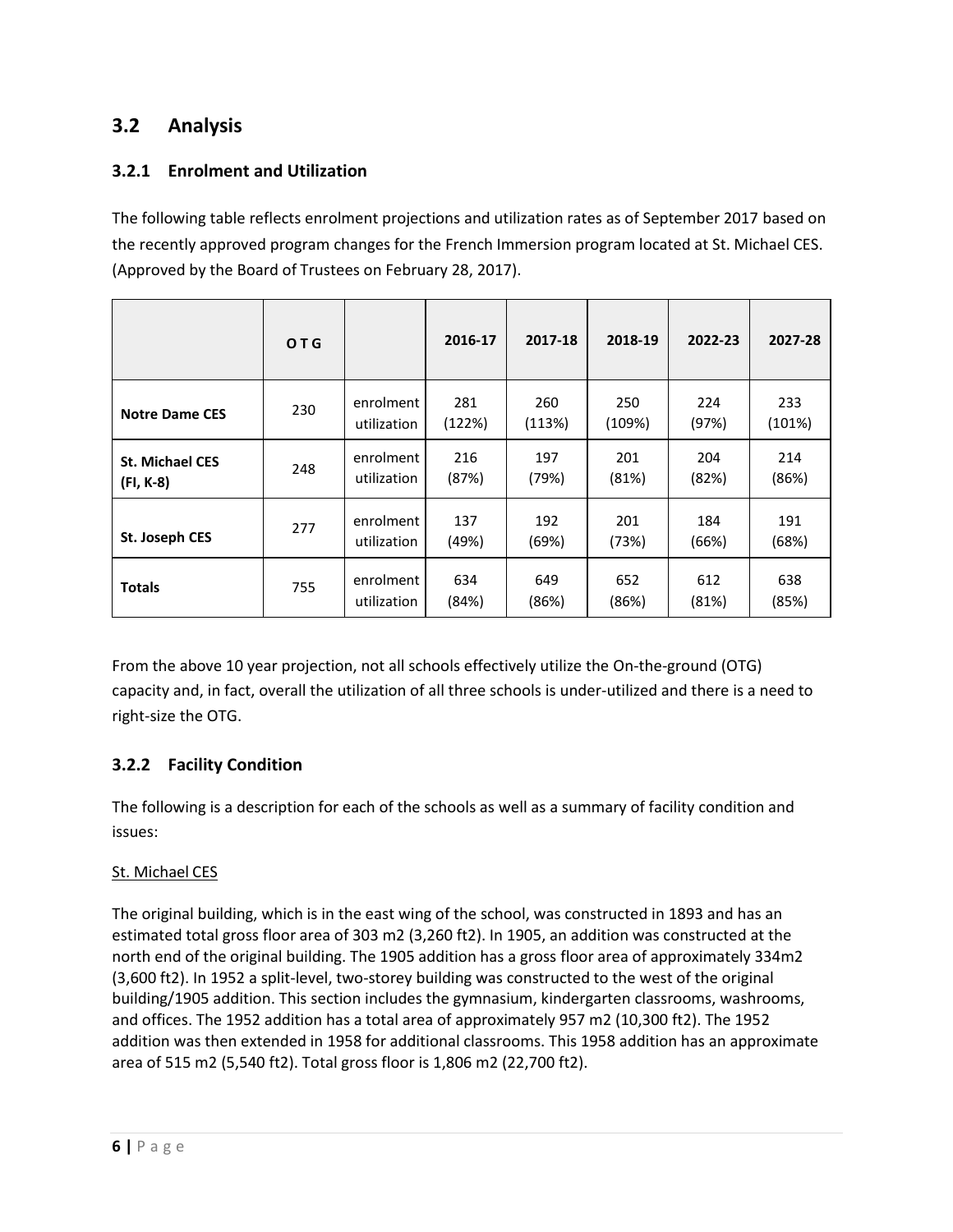## 3.2 Analysis

### 3.2.1 Enrolment and Utilization

The following table reflects enrolment projections and utilization rates as of September 2017 based on the recently approved program changes for the French Immersion program located at St. Michael CES. (Approved by the Board of Trustees on February 28, 2017).

| | OTG | | 2016-17 | 2017-18 | 2018-19 | 2022-23 | 2027-28 |
|---|---|---|---|---|---|---|---|
| **Notre Dame CES** | 230 | enrolment utilization | 281 (122%) | 260 (113%) | 250 (109%) | 224 (97%) | 233 (101%) |
| **St. Michael CES (FI, K-8)** | 248 | enrolment utilization | 216 (87%) | 197 (79%) | 201 (81%) | 204 (82%) | 214 (86%) |
| **St. Joseph CES** | 277 | enrolment utilization | 137 (49%) | 192 (69%) | 201 (73%) | 184 (66%) | 191 (68%) |
| **Totals** | 755 | enrolment utilization | 634 (84%) | 649 (86%) | 652 (86%) | 612 (81%) | 638 (85%) |

From the above 10 year projection, not all schools effectively utilize the On-the-ground (OTG) capacity and, in fact, overall the utilization of all three schools is under-utilized and there is a need to right-size the OTG.

### 3.2.2 Facility Condition

The following is a description for each of the schools as well as a summary of facility condition and issues:

St. Michael CES

The original building, which is in the east wing of the school, was constructed in 1893 and has an estimated total gross floor area of 303 m2 (3,260 ft2). In 1905, an addition was constructed at the north end of the original building. The 1905 addition has a gross floor area of approximately 334m2 (3,600 ft2). In 1952 a split-level, two-storey building was constructed to the west of the original building/1905 addition. This section includes the gymnasium, kindergarten classrooms, washrooms, and offices. The 1952 addition has a total area of approximately 957 m2 (10,300 ft2). The 1952 addition was then extended in 1958 for additional classrooms. This 1958 addition has an approximate area of 515 m2 (5,540 ft2). Total gross floor is 1,806 m2 (22,700 ft2).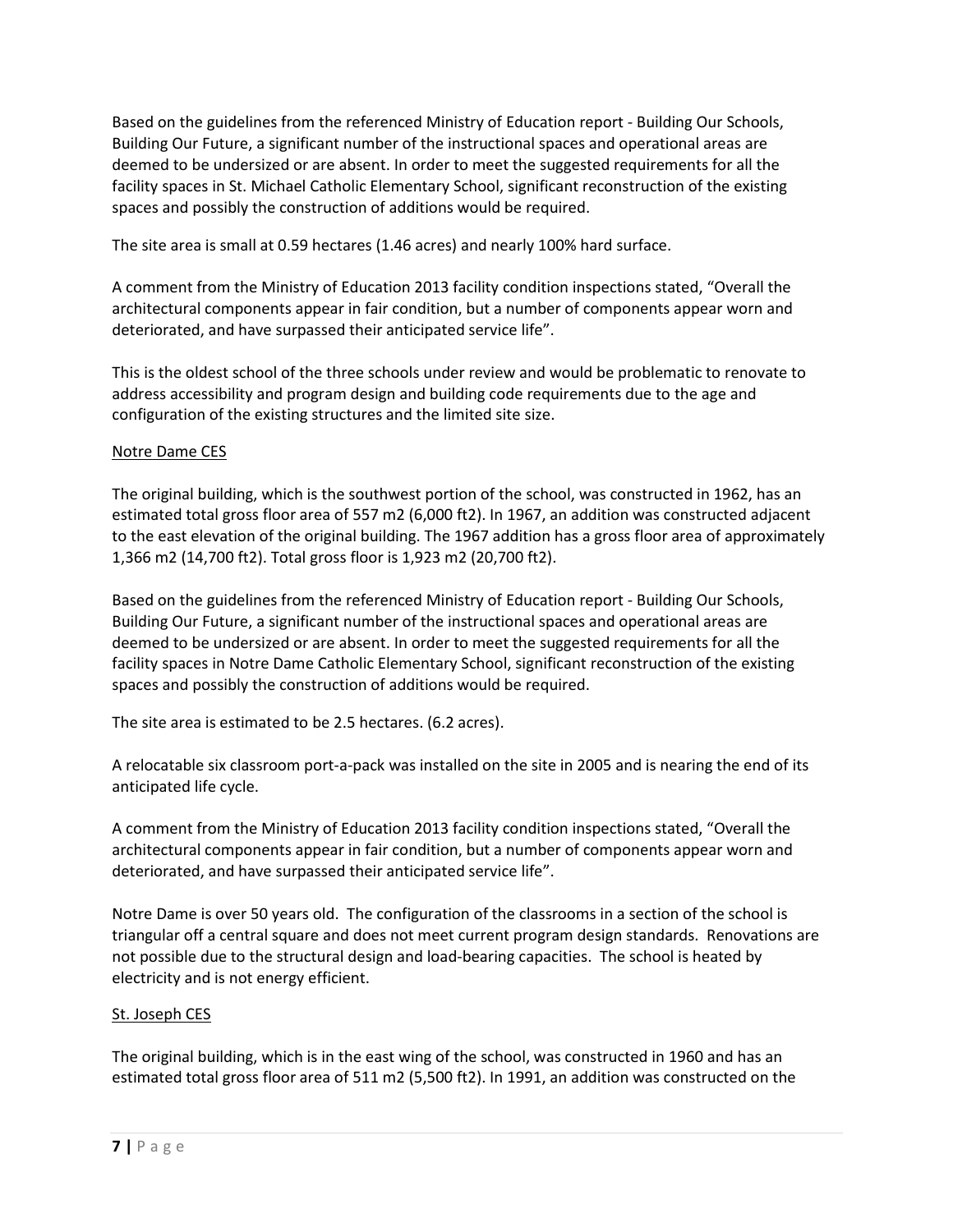Based on the guidelines from the referenced Ministry of Education report - Building Our Schools, Building Our Future, a significant number of the instructional spaces and operational areas are deemed to be undersized or are absent. In order to meet the suggested requirements for all the facility spaces in St. Michael Catholic Elementary School, significant reconstruction of the existing spaces and possibly the construction of additions would be required.

The site area is small at 0.59 hectares (1.46 acres) and nearly 100% hard surface.

A comment from the Ministry of Education 2013 facility condition inspections stated, "Overall the architectural components appear in fair condition, but a number of components appear worn and deteriorated, and have surpassed their anticipated service life".

This is the oldest school of the three schools under review and would be problematic to renovate to address accessibility and program design and building code requirements due to the age and configuration of the existing structures and the limited site size.

<u>Notre Dame CES</u>

The original building, which is the southwest portion of the school, was constructed in 1962, has an estimated total gross floor area of 557 m2 (6,000 ft2). In 1967, an addition was constructed adjacent to the east elevation of the original building. The 1967 addition has a gross floor area of approximately 1,366 m2 (14,700 ft2). Total gross floor is 1,923 m2 (20,700 ft2).

Based on the guidelines from the referenced Ministry of Education report - Building Our Schools, Building Our Future, a significant number of the instructional spaces and operational areas are deemed to be undersized or are absent. In order to meet the suggested requirements for all the facility spaces in Notre Dame Catholic Elementary School, significant reconstruction of the existing spaces and possibly the construction of additions would be required.

The site area is estimated to be 2.5 hectares. (6.2 acres).

A relocatable six classroom port-a-pack was installed on the site in 2005 and is nearing the end of its anticipated life cycle.

A comment from the Ministry of Education 2013 facility condition inspections stated, "Overall the architectural components appear in fair condition, but a number of components appear worn and deteriorated, and have surpassed their anticipated service life".

Notre Dame is over 50 years old. The configuration of the classrooms in a section of the school is triangular off a central square and does not meet current program design standards. Renovations are not possible due to the structural design and load-bearing capacities. The school is heated by electricity and is not energy efficient.

<u>St. Joseph CES</u>

The original building, which is in the east wing of the school, was constructed in 1960 and has an estimated total gross floor area of 511 m2 (5,500 ft2). In 1991, an addition was constructed on the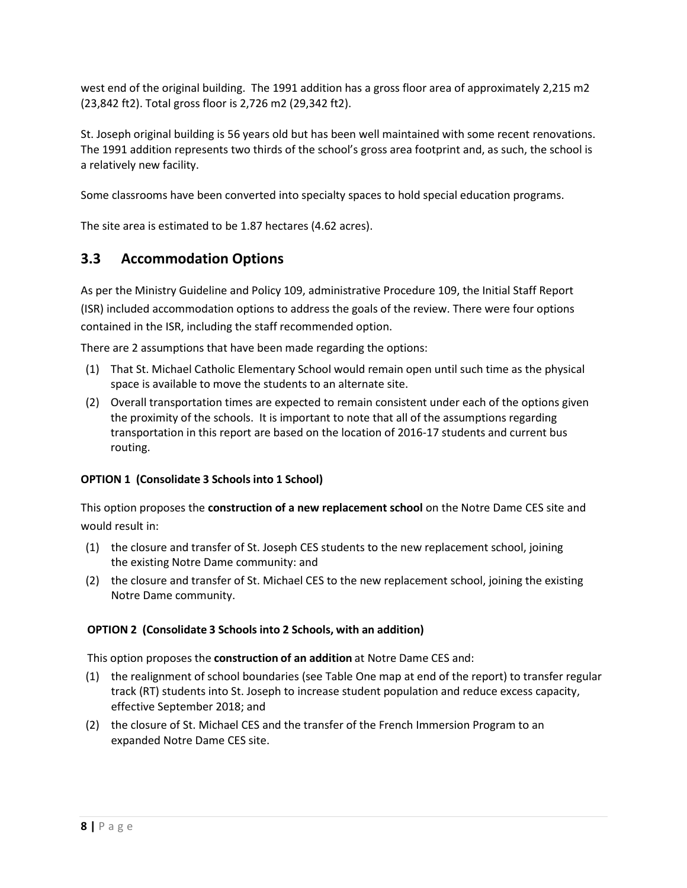west end of the original building. The 1991 addition has a gross floor area of approximately 2,215 m2 (23,842 ft2). Total gross floor is 2,726 m2 (29,342 ft2).

St. Joseph original building is 56 years old but has been well maintained with some recent renovations. The 1991 addition represents two thirds of the school's gross area footprint and, as such, the school is a relatively new facility.

Some classrooms have been converted into specialty spaces to hold special education programs.

The site area is estimated to be 1.87 hectares (4.62 acres).

## 3.3 Accommodation Options

As per the Ministry Guideline and Policy 109, administrative Procedure 109, the Initial Staff Report (ISR) included accommodation options to address the goals of the review. There were four options contained in the ISR, including the staff recommended option.

There are 2 assumptions that have been made regarding the options:

(1) That St. Michael Catholic Elementary School would remain open until such time as the physical space is available to move the students to an alternate site.
(2) Overall transportation times are expected to remain consistent under each of the options given the proximity of the schools. It is important to note that all of the assumptions regarding transportation in this report are based on the location of 2016-17 students and current bus routing.

**OPTION 1 (Consolidate 3 Schools into 1 School)**

This option proposes the **construction of a new replacement school** on the Notre Dame CES site and would result in:

(1) the closure and transfer of St. Joseph CES students to the new replacement school, joining the existing Notre Dame community: and
(2) the closure and transfer of St. Michael CES to the new replacement school, joining the existing Notre Dame community.

**OPTION 2 (Consolidate 3 Schools into 2 Schools, with an addition)**

This option proposes the **construction of an addition** at Notre Dame CES and:

(1) the realignment of school boundaries (see Table One map at end of the report) to transfer regular track (RT) students into St. Joseph to increase student population and reduce excess capacity, effective September 2018; and
(2) the closure of St. Michael CES and the transfer of the French Immersion Program to an expanded Notre Dame CES site.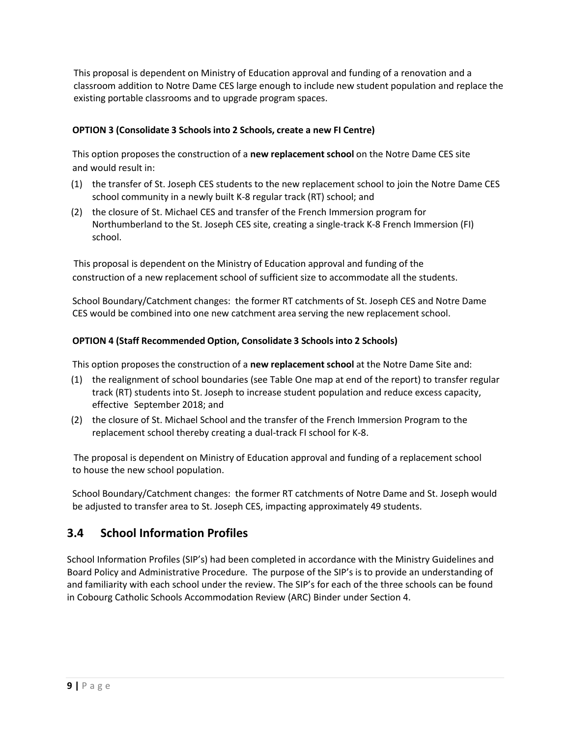This proposal is dependent on Ministry of Education approval and funding of a renovation and a classroom addition to Notre Dame CES large enough to include new student population and replace the existing portable classrooms and to upgrade program spaces.

**OPTION 3 (Consolidate 3 Schools into 2 Schools, create a new FI Centre)**

This option proposes the construction of a **new replacement school** on the Notre Dame CES site and would result in:

(1) the transfer of St. Joseph CES students to the new replacement school to join the Notre Dame CES school community in a newly built K-8 regular track (RT) school; and
(2) the closure of St. Michael CES and transfer of the French Immersion program for Northumberland to the St. Joseph CES site, creating a single-track K-8 French Immersion (FI) school.

This proposal is dependent on the Ministry of Education approval and funding of the construction of a new replacement school of sufficient size to accommodate all the students.

School Boundary/Catchment changes: the former RT catchments of St. Joseph CES and Notre Dame CES would be combined into one new catchment area serving the new replacement school.

**OPTION 4 (Staff Recommended Option, Consolidate 3 Schools into 2 Schools)**

This option proposes the construction of a **new replacement school** at the Notre Dame Site and:

(1) the realignment of school boundaries (see Table One map at end of the report) to transfer regular track (RT) students into St. Joseph to increase student population and reduce excess capacity, effective September 2018; and
(2) the closure of St. Michael School and the transfer of the French Immersion Program to the replacement school thereby creating a dual-track FI school for K-8.

The proposal is dependent on Ministry of Education approval and funding of a replacement school to house the new school population.

School Boundary/Catchment changes: the former RT catchments of Notre Dame and St. Joseph would be adjusted to transfer area to St. Joseph CES, impacting approximately 49 students.

## 3.4 School Information Profiles

School Information Profiles (SIP's) had been completed in accordance with the Ministry Guidelines and Board Policy and Administrative Procedure. The purpose of the SIP's is to provide an understanding of and familiarity with each school under the review. The SIP's for each of the three schools can be found in Cobourg Catholic Schools Accommodation Review (ARC) Binder under Section 4.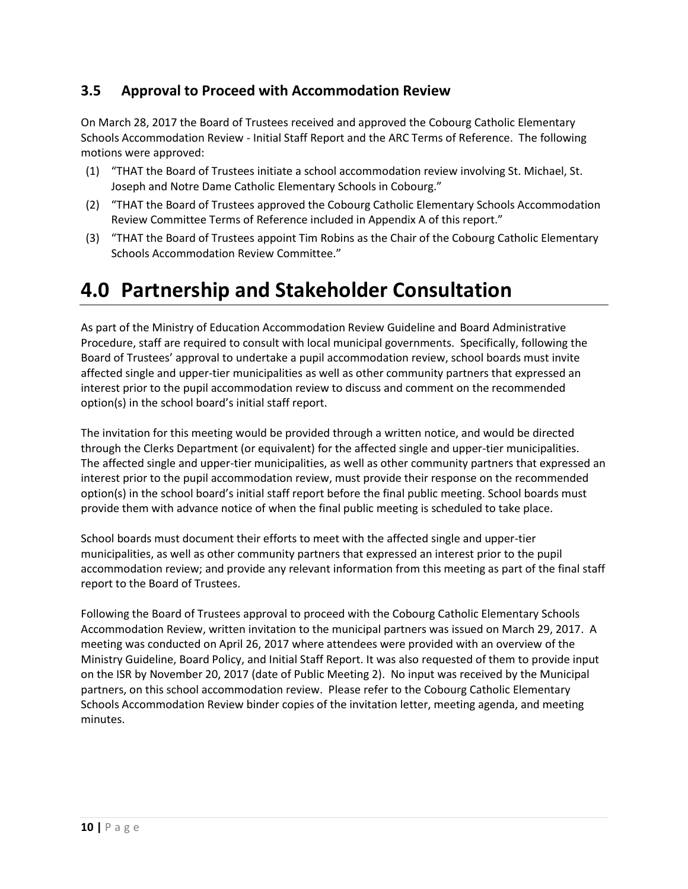### 3.5 Approval to Proceed with Accommodation Review

On March 28, 2017 the Board of Trustees received and approved the Cobourg Catholic Elementary Schools Accommodation Review - Initial Staff Report and the ARC Terms of Reference. The following motions were approved:

(1) "THAT the Board of Trustees initiate a school accommodation review involving St. Michael, St. Joseph and Notre Dame Catholic Elementary Schools in Cobourg."

(2) "THAT the Board of Trustees approved the Cobourg Catholic Elementary Schools Accommodation Review Committee Terms of Reference included in Appendix A of this report."

(3) "THAT the Board of Trustees appoint Tim Robins as the Chair of the Cobourg Catholic Elementary Schools Accommodation Review Committee."

# 4.0 Partnership and Stakeholder Consultation

As part of the Ministry of Education Accommodation Review Guideline and Board Administrative Procedure, staff are required to consult with local municipal governments. Specifically, following the Board of Trustees' approval to undertake a pupil accommodation review, school boards must invite affected single and upper-tier municipalities as well as other community partners that expressed an interest prior to the pupil accommodation review to discuss and comment on the recommended option(s) in the school board's initial staff report.

The invitation for this meeting would be provided through a written notice, and would be directed through the Clerks Department (or equivalent) for the affected single and upper-tier municipalities. The affected single and upper-tier municipalities, as well as other community partners that expressed an interest prior to the pupil accommodation review, must provide their response on the recommended option(s) in the school board's initial staff report before the final public meeting. School boards must provide them with advance notice of when the final public meeting is scheduled to take place.

School boards must document their efforts to meet with the affected single and upper-tier municipalities, as well as other community partners that expressed an interest prior to the pupil accommodation review; and provide any relevant information from this meeting as part of the final staff report to the Board of Trustees.

Following the Board of Trustees approval to proceed with the Cobourg Catholic Elementary Schools Accommodation Review, written invitation to the municipal partners was issued on March 29, 2017. A meeting was conducted on April 26, 2017 where attendees were provided with an overview of the Ministry Guideline, Board Policy, and Initial Staff Report. It was also requested of them to provide input on the ISR by November 20, 2017 (date of Public Meeting 2). No input was received by the Municipal partners, on this school accommodation review. Please refer to the Cobourg Catholic Elementary Schools Accommodation Review binder copies of the invitation letter, meeting agenda, and meeting minutes.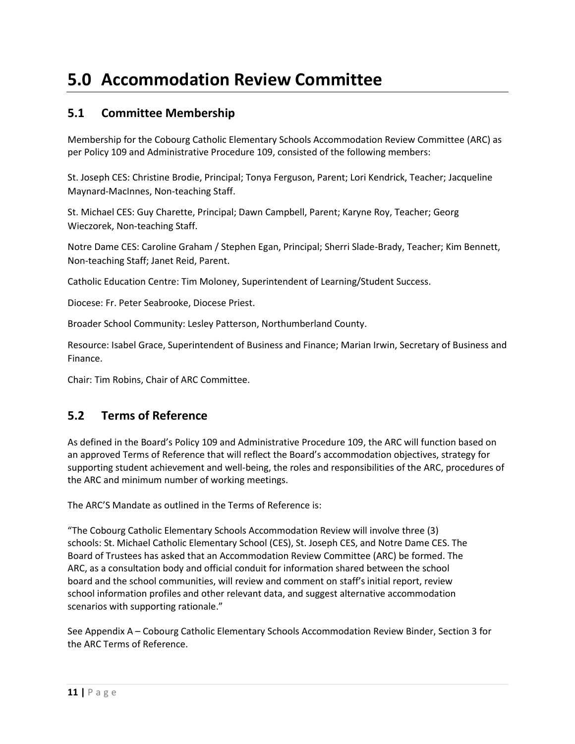# 5.0 Accommodation Review Committee

## 5.1 Committee Membership

Membership for the Cobourg Catholic Elementary Schools Accommodation Review Committee (ARC) as per Policy 109 and Administrative Procedure 109, consisted of the following members:

St. Joseph CES: Christine Brodie, Principal; Tonya Ferguson, Parent; Lori Kendrick, Teacher; Jacqueline Maynard-MacInnes, Non-teaching Staff.

St. Michael CES: Guy Charette, Principal; Dawn Campbell, Parent; Karyne Roy, Teacher; Georg Wieczorek, Non-teaching Staff.

Notre Dame CES: Caroline Graham / Stephen Egan, Principal; Sherri Slade-Brady, Teacher; Kim Bennett, Non-teaching Staff; Janet Reid, Parent.

Catholic Education Centre: Tim Moloney, Superintendent of Learning/Student Success.

Diocese: Fr. Peter Seabrooke, Diocese Priest.

Broader School Community: Lesley Patterson, Northumberland County.

Resource: Isabel Grace, Superintendent of Business and Finance; Marian Irwin, Secretary of Business and Finance.

Chair: Tim Robins, Chair of ARC Committee.

## 5.2 Terms of Reference

As defined in the Board's Policy 109 and Administrative Procedure 109, the ARC will function based on an approved Terms of Reference that will reflect the Board's accommodation objectives, strategy for supporting student achievement and well-being, the roles and responsibilities of the ARC, procedures of the ARC and minimum number of working meetings.

The ARC'S Mandate as outlined in the Terms of Reference is:

"The Cobourg Catholic Elementary Schools Accommodation Review will involve three (3) schools: St. Michael Catholic Elementary School (CES), St. Joseph CES, and Notre Dame CES. The Board of Trustees has asked that an Accommodation Review Committee (ARC) be formed. The ARC, as a consultation body and official conduit for information shared between the school board and the school communities, will review and comment on staff's initial report, review school information profiles and other relevant data, and suggest alternative accommodation scenarios with supporting rationale."

See Appendix A – Cobourg Catholic Elementary Schools Accommodation Review Binder, Section 3 for the ARC Terms of Reference.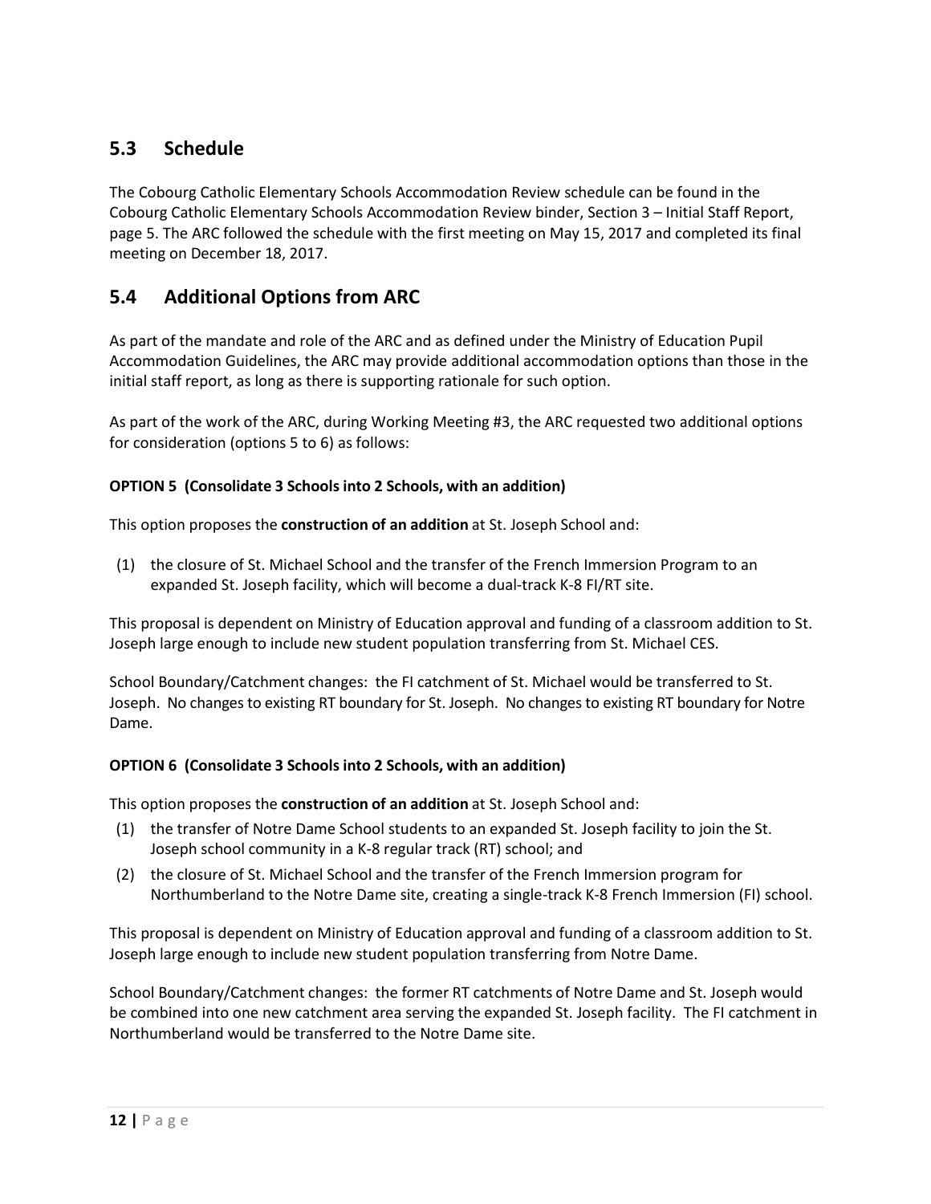## 5.3 Schedule

The Cobourg Catholic Elementary Schools Accommodation Review schedule can be found in the Cobourg Catholic Elementary Schools Accommodation Review binder, Section 3 – Initial Staff Report, page 5. The ARC followed the schedule with the first meeting on May 15, 2017 and completed its final meeting on December 18, 2017.

## 5.4 Additional Options from ARC

As part of the mandate and role of the ARC and as defined under the Ministry of Education Pupil Accommodation Guidelines, the ARC may provide additional accommodation options than those in the initial staff report, as long as there is supporting rationale for such option.

As part of the work of the ARC, during Working Meeting #3, the ARC requested two additional options for consideration (options 5 to 6) as follows:

**OPTION 5 (Consolidate 3 Schools into 2 Schools, with an addition)**

This option proposes the **construction of an addition** at St. Joseph School and:

(1) the closure of St. Michael School and the transfer of the French Immersion Program to an expanded St. Joseph facility, which will become a dual-track K-8 FI/RT site.

This proposal is dependent on Ministry of Education approval and funding of a classroom addition to St. Joseph large enough to include new student population transferring from St. Michael CES.

School Boundary/Catchment changes: the FI catchment of St. Michael would be transferred to St. Joseph. No changes to existing RT boundary for St. Joseph. No changes to existing RT boundary for Notre Dame.

**OPTION 6 (Consolidate 3 Schools into 2 Schools, with an addition)**

This option proposes the **construction of an addition** at St. Joseph School and:

(1) the transfer of Notre Dame School students to an expanded St. Joseph facility to join the St. Joseph school community in a K-8 regular track (RT) school; and
(2) the closure of St. Michael School and the transfer of the French Immersion program for Northumberland to the Notre Dame site, creating a single-track K-8 French Immersion (FI) school.

This proposal is dependent on Ministry of Education approval and funding of a classroom addition to St. Joseph large enough to include new student population transferring from Notre Dame.

School Boundary/Catchment changes: the former RT catchments of Notre Dame and St. Joseph would be combined into one new catchment area serving the expanded St. Joseph facility. The FI catchment in Northumberland would be transferred to the Notre Dame site.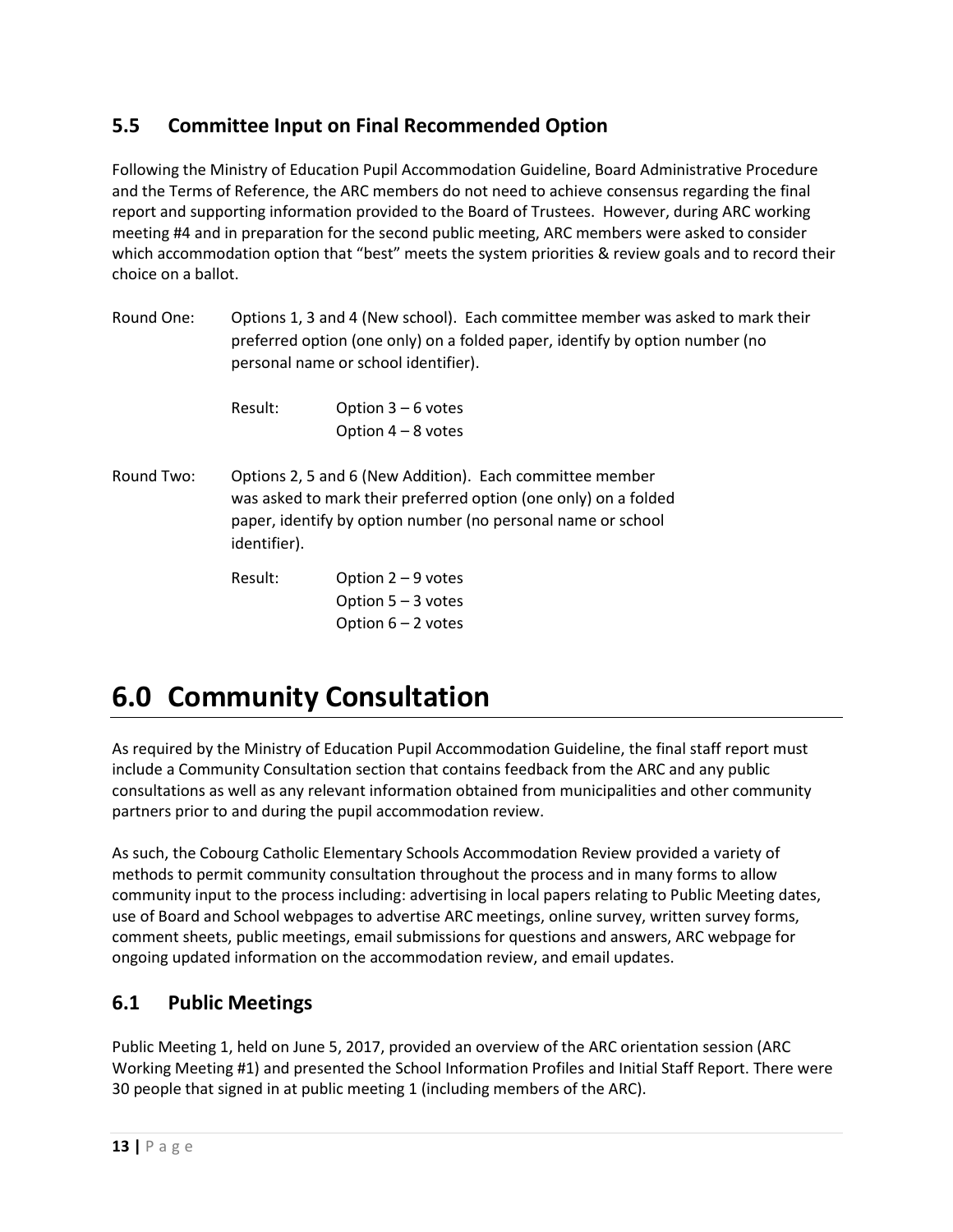## 5.5 Committee Input on Final Recommended Option

Following the Ministry of Education Pupil Accommodation Guideline, Board Administrative Procedure and the Terms of Reference, the ARC members do not need to achieve consensus regarding the final report and supporting information provided to the Board of Trustees. However, during ARC working meeting #4 and in preparation for the second public meeting, ARC members were asked to consider which accommodation option that "best" meets the system priorities & review goals and to record their choice on a ballot.

Round One: Options 1, 3 and 4 (New school). Each committee member was asked to mark their preferred option (one only) on a folded paper, identify by option number (no personal name or school identifier).

Result:
- Option 3 – 6 votes
- Option 4 – 8 votes

Round Two: Options 2, 5 and 6 (New Addition). Each committee member was asked to mark their preferred option (one only) on a folded paper, identify by option number (no personal name or school identifier).

Result:
- Option 2 – 9 votes
- Option 5 – 3 votes
- Option 6 – 2 votes

# 6.0 Community Consultation

As required by the Ministry of Education Pupil Accommodation Guideline, the final staff report must include a Community Consultation section that contains feedback from the ARC and any public consultations as well as any relevant information obtained from municipalities and other community partners prior to and during the pupil accommodation review.

As such, the Cobourg Catholic Elementary Schools Accommodation Review provided a variety of methods to permit community consultation throughout the process and in many forms to allow community input to the process including: advertising in local papers relating to Public Meeting dates, use of Board and School webpages to advertise ARC meetings, online survey, written survey forms, comment sheets, public meetings, email submissions for questions and answers, ARC webpage for ongoing updated information on the accommodation review, and email updates.

## 6.1 Public Meetings

Public Meeting 1, held on June 5, 2017, provided an overview of the ARC orientation session (ARC Working Meeting #1) and presented the School Information Profiles and Initial Staff Report. There were 30 people that signed in at public meeting 1 (including members of the ARC).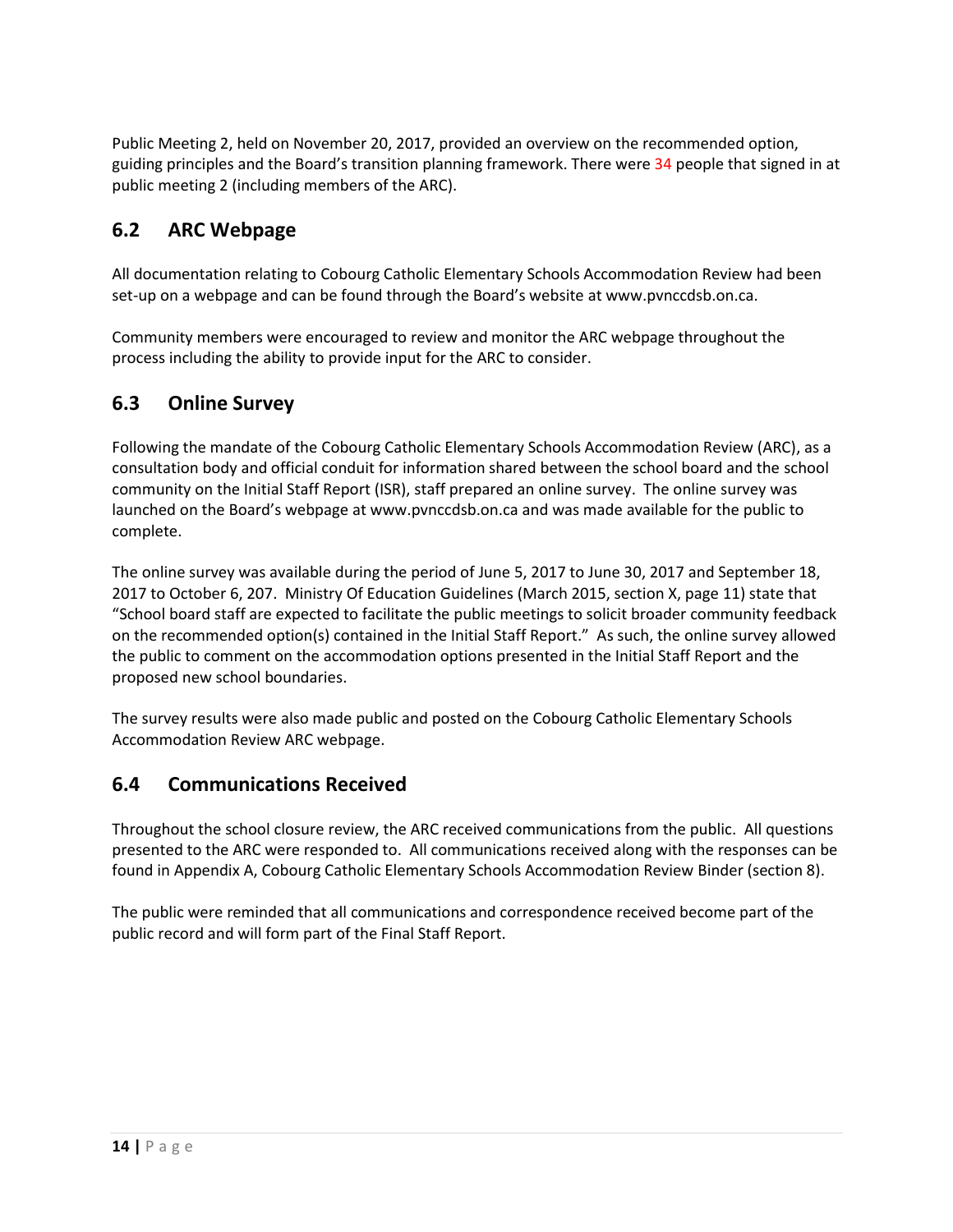Public Meeting 2, held on November 20, 2017, provided an overview on the recommended option, guiding principles and the Board's transition planning framework. There were 34 people that signed in at public meeting 2 (including members of the ARC).

## 6.2 ARC Webpage

All documentation relating to Cobourg Catholic Elementary Schools Accommodation Review had been set-up on a webpage and can be found through the Board's website at www.pvnccdsb.on.ca.

Community members were encouraged to review and monitor the ARC webpage throughout the process including the ability to provide input for the ARC to consider.

## 6.3 Online Survey

Following the mandate of the Cobourg Catholic Elementary Schools Accommodation Review (ARC), as a consultation body and official conduit for information shared between the school board and the school community on the Initial Staff Report (ISR), staff prepared an online survey. The online survey was launched on the Board's webpage at www.pvnccdsb.on.ca and was made available for the public to complete.

The online survey was available during the period of June 5, 2017 to June 30, 2017 and September 18, 2017 to October 6, 207. Ministry Of Education Guidelines (March 2015, section X, page 11) state that "School board staff are expected to facilitate the public meetings to solicit broader community feedback on the recommended option(s) contained in the Initial Staff Report." As such, the online survey allowed the public to comment on the accommodation options presented in the Initial Staff Report and the proposed new school boundaries.

The survey results were also made public and posted on the Cobourg Catholic Elementary Schools Accommodation Review ARC webpage.

## 6.4 Communications Received

Throughout the school closure review, the ARC received communications from the public. All questions presented to the ARC were responded to. All communications received along with the responses can be found in Appendix A, Cobourg Catholic Elementary Schools Accommodation Review Binder (section 8).

The public were reminded that all communications and correspondence received become part of the public record and will form part of the Final Staff Report.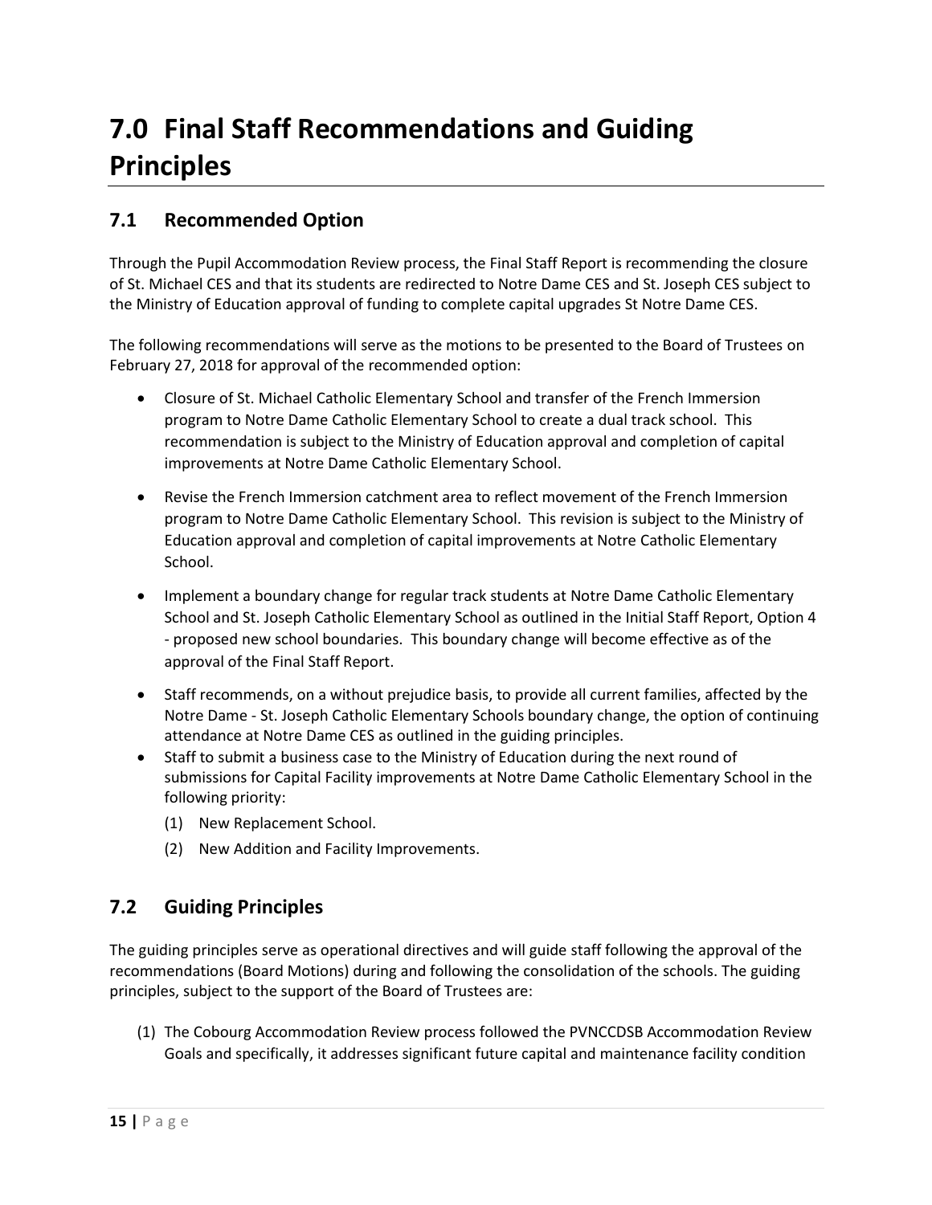# 7.0 Final Staff Recommendations and Guiding Principles

## 7.1 Recommended Option

Through the Pupil Accommodation Review process, the Final Staff Report is recommending the closure of St. Michael CES and that its students are redirected to Notre Dame CES and St. Joseph CES subject to the Ministry of Education approval of funding to complete capital upgrades St Notre Dame CES.

The following recommendations will serve as the motions to be presented to the Board of Trustees on February 27, 2018 for approval of the recommended option:

- Closure of St. Michael Catholic Elementary School and transfer of the French Immersion program to Notre Dame Catholic Elementary School to create a dual track school. This recommendation is subject to the Ministry of Education approval and completion of capital improvements at Notre Dame Catholic Elementary School.
- Revise the French Immersion catchment area to reflect movement of the French Immersion program to Notre Dame Catholic Elementary School. This revision is subject to the Ministry of Education approval and completion of capital improvements at Notre Catholic Elementary School.
- Implement a boundary change for regular track students at Notre Dame Catholic Elementary School and St. Joseph Catholic Elementary School as outlined in the Initial Staff Report, Option 4 - proposed new school boundaries. This boundary change will become effective as of the approval of the Final Staff Report.
- Staff recommends, on a without prejudice basis, to provide all current families, affected by the Notre Dame - St. Joseph Catholic Elementary Schools boundary change, the option of continuing attendance at Notre Dame CES as outlined in the guiding principles.
- Staff to submit a business case to the Ministry of Education during the next round of submissions for Capital Facility improvements at Notre Dame Catholic Elementary School in the following priority:
  (1) New Replacement School.
  (2) New Addition and Facility Improvements.

## 7.2 Guiding Principles

The guiding principles serve as operational directives and will guide staff following the approval of the recommendations (Board Motions) during and following the consolidation of the schools. The guiding principles, subject to the support of the Board of Trustees are:

(1) The Cobourg Accommodation Review process followed the PVNCCDSB Accommodation Review Goals and specifically, it addresses significant future capital and maintenance facility condition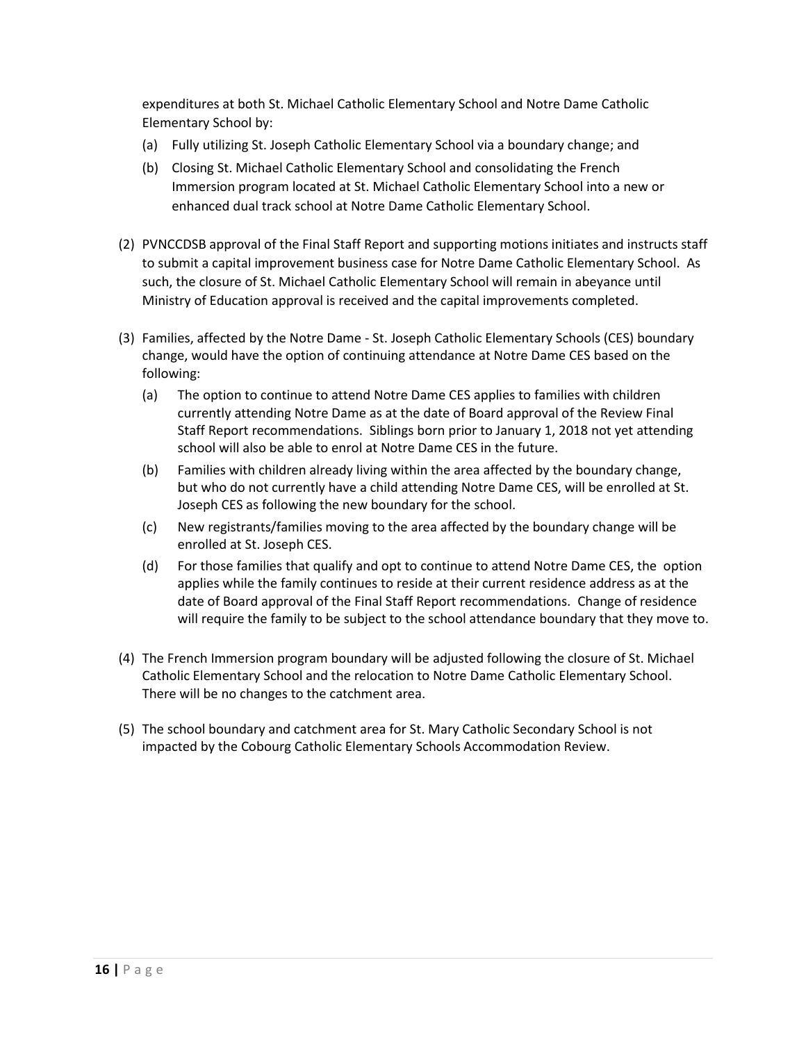expenditures at both St. Michael Catholic Elementary School and Notre Dame Catholic Elementary School by:

(a) Fully utilizing St. Joseph Catholic Elementary School via a boundary change; and

(b) Closing St. Michael Catholic Elementary School and consolidating the French Immersion program located at St. Michael Catholic Elementary School into a new or enhanced dual track school at Notre Dame Catholic Elementary School.

(2) PVNCCDSB approval of the Final Staff Report and supporting motions initiates and instructs staff to submit a capital improvement business case for Notre Dame Catholic Elementary School. As such, the closure of St. Michael Catholic Elementary School will remain in abeyance until Ministry of Education approval is received and the capital improvements completed.

(3) Families, affected by the Notre Dame - St. Joseph Catholic Elementary Schools (CES) boundary change, would have the option of continuing attendance at Notre Dame CES based on the following:

(a) The option to continue to attend Notre Dame CES applies to families with children currently attending Notre Dame as at the date of Board approval of the Review Final Staff Report recommendations. Siblings born prior to January 1, 2018 not yet attending school will also be able to enrol at Notre Dame CES in the future.

(b) Families with children already living within the area affected by the boundary change, but who do not currently have a child attending Notre Dame CES, will be enrolled at St. Joseph CES as following the new boundary for the school.

(c) New registrants/families moving to the area affected by the boundary change will be enrolled at St. Joseph CES.

(d) For those families that qualify and opt to continue to attend Notre Dame CES, the option applies while the family continues to reside at their current residence address as at the date of Board approval of the Final Staff Report recommendations. Change of residence will require the family to be subject to the school attendance boundary that they move to.

(4) The French Immersion program boundary will be adjusted following the closure of St. Michael Catholic Elementary School and the relocation to Notre Dame Catholic Elementary School. There will be no changes to the catchment area.

(5) The school boundary and catchment area for St. Mary Catholic Secondary School is not impacted by the Cobourg Catholic Elementary Schools Accommodation Review.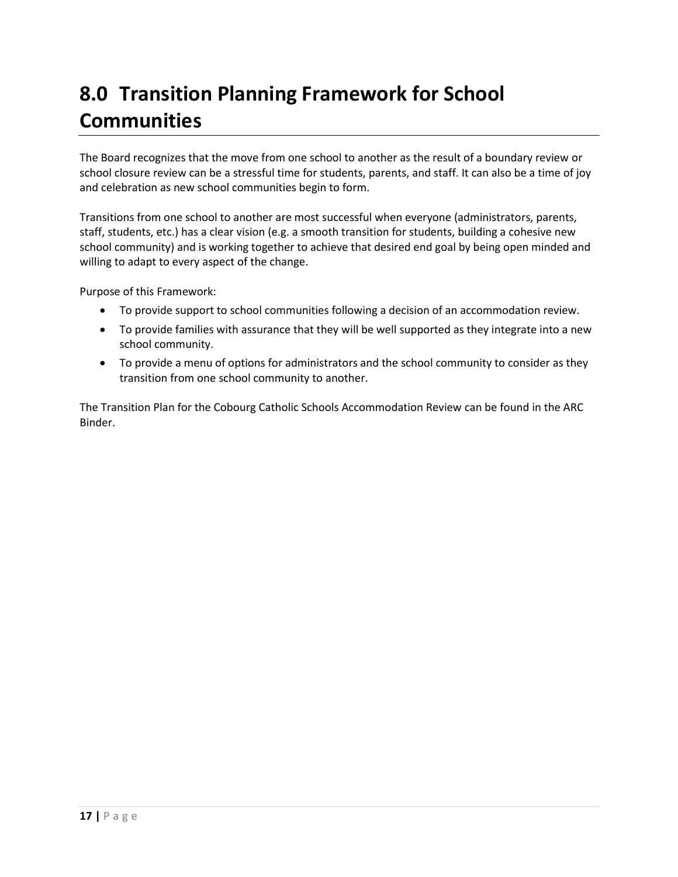# 8.0 Transition Planning Framework for School Communities

The Board recognizes that the move from one school to another as the result of a boundary review or school closure review can be a stressful time for students, parents, and staff. It can also be a time of joy and celebration as new school communities begin to form.

Transitions from one school to another are most successful when everyone (administrators, parents, staff, students, etc.) has a clear vision (e.g. a smooth transition for students, building a cohesive new school community) and is working together to achieve that desired end goal by being open minded and willing to adapt to every aspect of the change.

Purpose of this Framework:

- To provide support to school communities following a decision of an accommodation review.
- To provide families with assurance that they will be well supported as they integrate into a new school community.
- To provide a menu of options for administrators and the school community to consider as they transition from one school community to another.

The Transition Plan for the Cobourg Catholic Schools Accommodation Review can be found in the ARC Binder.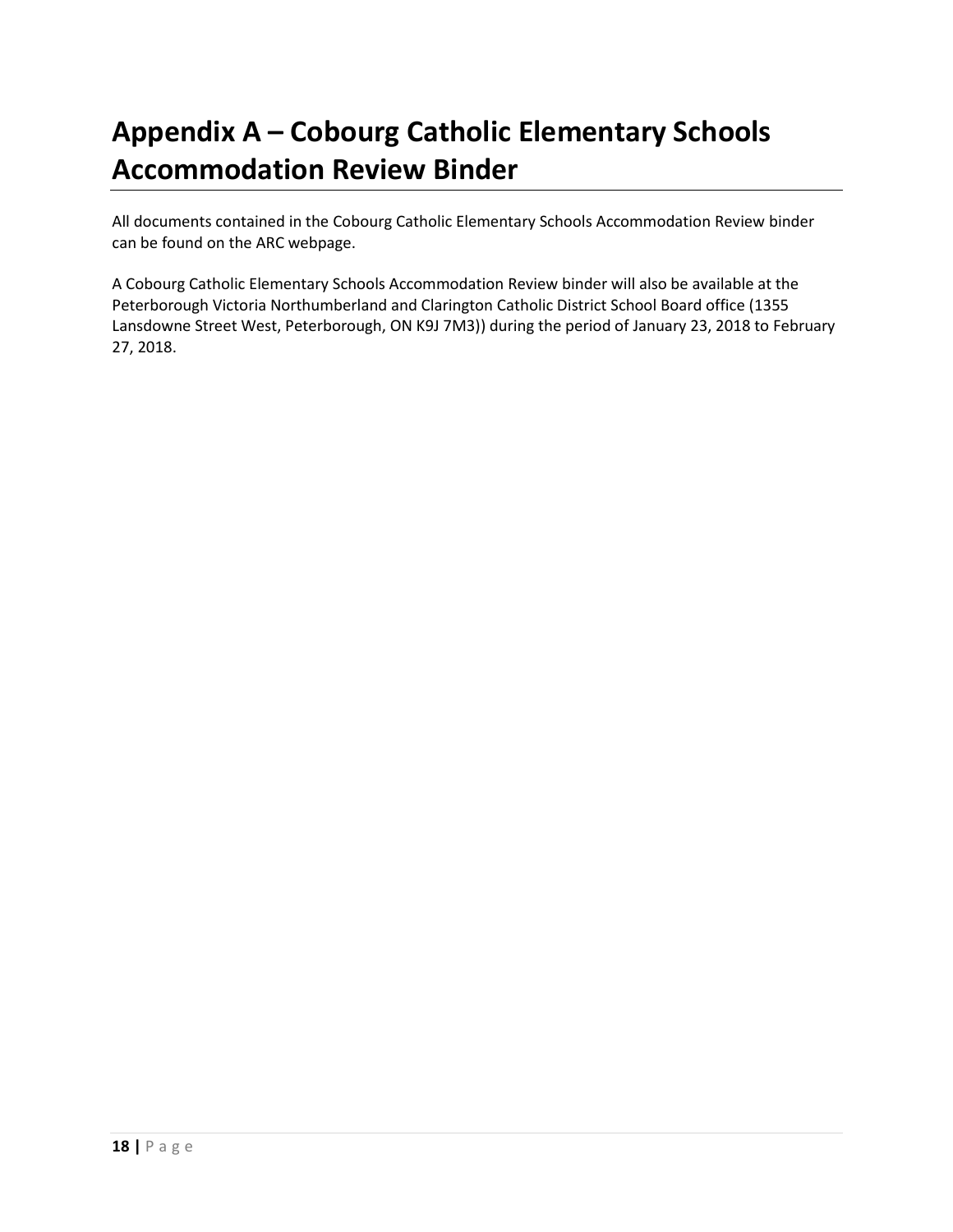# Appendix A – Cobourg Catholic Elementary Schools Accommodation Review Binder

All documents contained in the Cobourg Catholic Elementary Schools Accommodation Review binder can be found on the ARC webpage.

A Cobourg Catholic Elementary Schools Accommodation Review binder will also be available at the Peterborough Victoria Northumberland and Clarington Catholic District School Board office (1355 Lansdowne Street West, Peterborough, ON K9J 7M3)) during the period of January 23, 2018 to February 27, 2018.